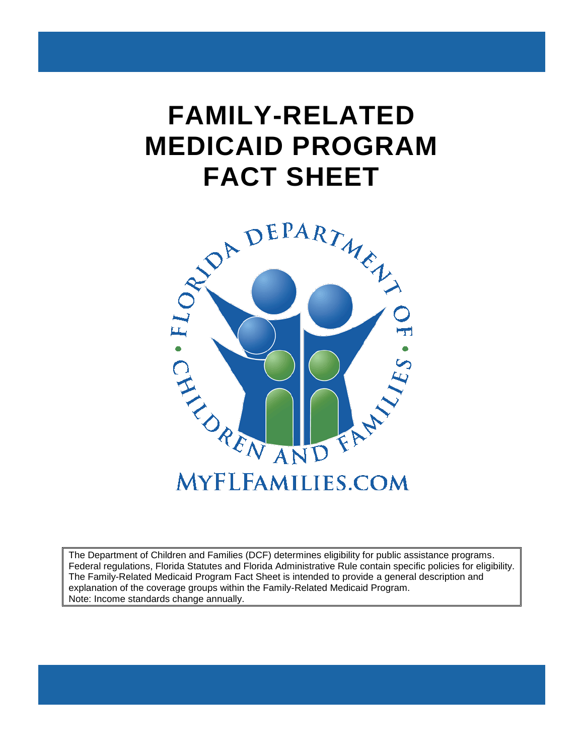# FAMILY-RELATED MEDICAID PROGRAM FACT SHEET

FLORIDA DEPARTMENT OF CHILDREN AND FAMILIES

MYFLFAMILIES.COM

The Department of Children and Families (DCF) determines eligibility for public assistance programs. Federal regulations, Florida Statutes and Florida Administrative Rule contain specific policies for eligibility. The Family-Related Medicaid Program Fact Sheet is intended to provide a general description and explanation of the coverage groups within the Family-Related Medicaid Program.
Note: Income standards change annually.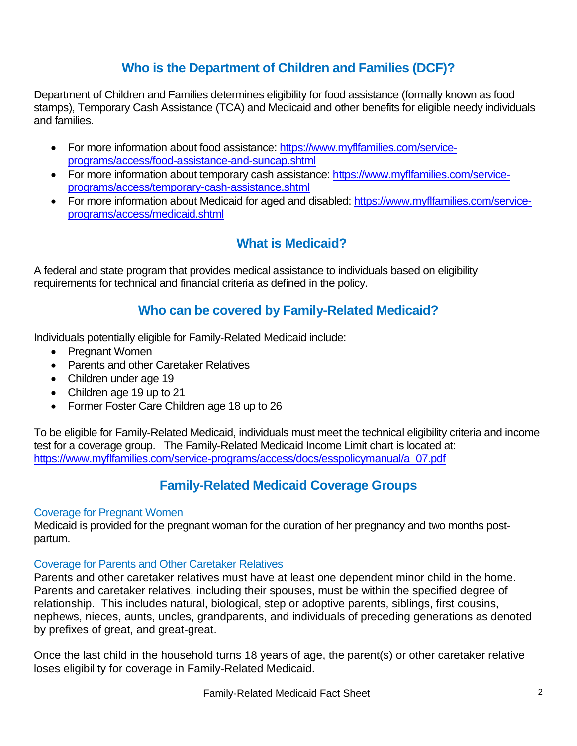## Who is the Department of Children and Families (DCF)?

Department of Children and Families determines eligibility for food assistance (formally known as food stamps), Temporary Cash Assistance (TCA) and Medicaid and other benefits for eligible needy individuals and families.

- For more information about food assistance: [https://www.myflfamilies.com/service-programs/access/food-assistance-and-suncap.shtml](https://www.myflfamilies.com/service-programs/access/food-assistance-and-suncap.shtml)
- For more information about temporary cash assistance: [https://www.myflfamilies.com/service-programs/access/temporary-cash-assistance.shtml](https://www.myflfamilies.com/service-programs/access/temporary-cash-assistance.shtml)
- For more information about Medicaid for aged and disabled: [https://www.myflfamilies.com/service-programs/access/medicaid.shtml](https://www.myflfamilies.com/service-programs/access/medicaid.shtml)

## What is Medicaid?

A federal and state program that provides medical assistance to individuals based on eligibility requirements for technical and financial criteria as defined in the policy.

## Who can be covered by Family-Related Medicaid?

Individuals potentially eligible for Family-Related Medicaid include:

- Pregnant Women
- Parents and other Caretaker Relatives
- Children under age 19
- Children age 19 up to 21
- Former Foster Care Children age 18 up to 26

To be eligible for Family-Related Medicaid, individuals must meet the technical eligibility criteria and income test for a coverage group. The Family-Related Medicaid Income Limit chart is located at: [https://www.myflfamilies.com/service-programs/access/docs/esspolicymanual/a_07.pdf](https://www.myflfamilies.com/service-programs/access/docs/esspolicymanual/a_07.pdf)

## Family-Related Medicaid Coverage Groups

### Coverage for Pregnant Women

Medicaid is provided for the pregnant woman for the duration of her pregnancy and two months post-partum.

### Coverage for Parents and Other Caretaker Relatives

Parents and other caretaker relatives must have at least one dependent minor child in the home. Parents and caretaker relatives, including their spouses, must be within the specified degree of relationship. This includes natural, biological, step or adoptive parents, siblings, first cousins, nephews, nieces, aunts, uncles, grandparents, and individuals of preceding generations as denoted by prefixes of great, and great-great.

Once the last child in the household turns 18 years of age, the parent(s) or other caretaker relative loses eligibility for coverage in Family-Related Medicaid.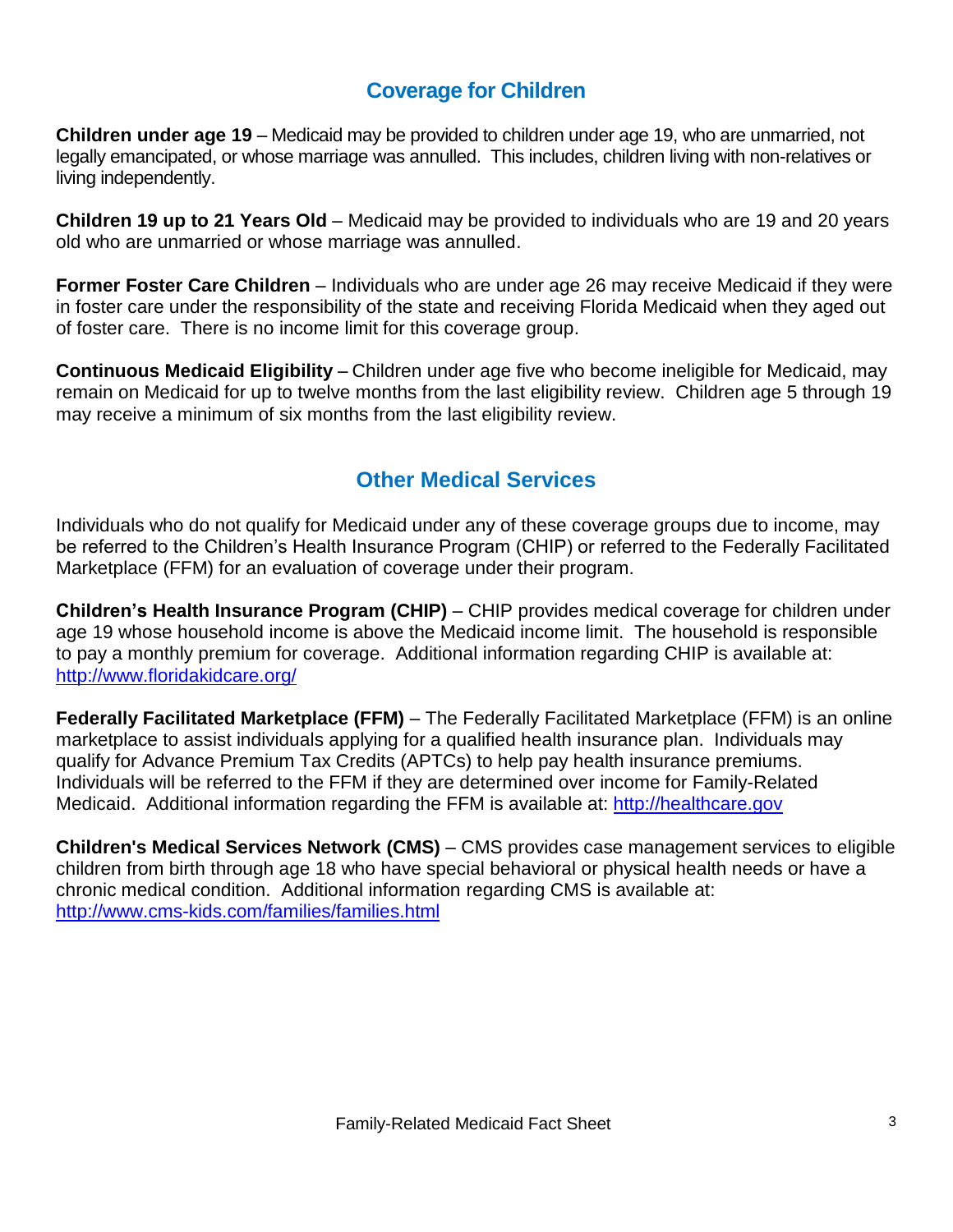## Coverage for Children

**Children under age 19** – Medicaid may be provided to children under age 19, who are unmarried, not legally emancipated, or whose marriage was annulled. This includes, children living with non-relatives or living independently.

**Children 19 up to 21 Years Old** – Medicaid may be provided to individuals who are 19 and 20 years old who are unmarried or whose marriage was annulled.

**Former Foster Care Children** – Individuals who are under age 26 may receive Medicaid if they were in foster care under the responsibility of the state and receiving Florida Medicaid when they aged out of foster care. There is no income limit for this coverage group.

**Continuous Medicaid Eligibility** – Children under age five who become ineligible for Medicaid, may remain on Medicaid for up to twelve months from the last eligibility review. Children age 5 through 19 may receive a minimum of six months from the last eligibility review.

## Other Medical Services

Individuals who do not qualify for Medicaid under any of these coverage groups due to income, may be referred to the Children's Health Insurance Program (CHIP) or referred to the Federally Facilitated Marketplace (FFM) for an evaluation of coverage under their program.

**Children's Health Insurance Program (CHIP)** – CHIP provides medical coverage for children under age 19 whose household income is above the Medicaid income limit. The household is responsible to pay a monthly premium for coverage. Additional information regarding CHIP is available at: http://www.floridakidcare.org/

**Federally Facilitated Marketplace (FFM)** – The Federally Facilitated Marketplace (FFM) is an online marketplace to assist individuals applying for a qualified health insurance plan. Individuals may qualify for Advance Premium Tax Credits (APTCs) to help pay health insurance premiums. Individuals will be referred to the FFM if they are determined over income for Family-Related Medicaid. Additional information regarding the FFM is available at: http://healthcare.gov

**Children's Medical Services Network (CMS)** – CMS provides case management services to eligible children from birth through age 18 who have special behavioral or physical health needs or have a chronic medical condition. Additional information regarding CMS is available at: http://www.cms-kids.com/families/families.html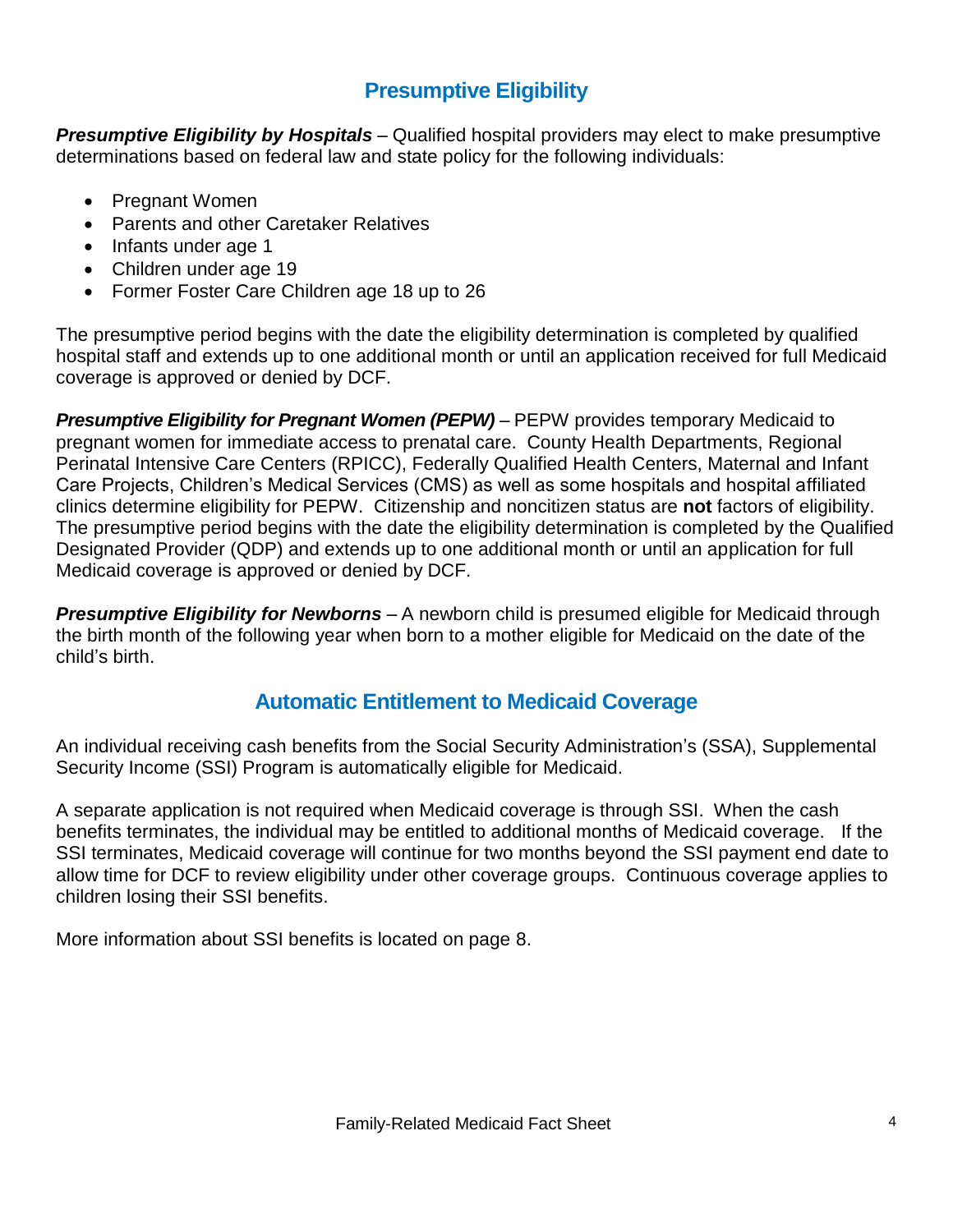## Presumptive Eligibility

***Presumptive Eligibility by Hospitals*** – Qualified hospital providers may elect to make presumptive determinations based on federal law and state policy for the following individuals:

- Pregnant Women
- Parents and other Caretaker Relatives
- Infants under age 1
- Children under age 19
- Former Foster Care Children age 18 up to 26

The presumptive period begins with the date the eligibility determination is completed by qualified hospital staff and extends up to one additional month or until an application received for full Medicaid coverage is approved or denied by DCF.

***Presumptive Eligibility for Pregnant Women (PEPW)*** – PEPW provides temporary Medicaid to pregnant women for immediate access to prenatal care. County Health Departments, Regional Perinatal Intensive Care Centers (RPICC), Federally Qualified Health Centers, Maternal and Infant Care Projects, Children's Medical Services (CMS) as well as some hospitals and hospital affiliated clinics determine eligibility for PEPW. Citizenship and noncitizen status are **not** factors of eligibility. The presumptive period begins with the date the eligibility determination is completed by the Qualified Designated Provider (QDP) and extends up to one additional month or until an application for full Medicaid coverage is approved or denied by DCF.

***Presumptive Eligibility for Newborns*** – A newborn child is presumed eligible for Medicaid through the birth month of the following year when born to a mother eligible for Medicaid on the date of the child's birth.

## Automatic Entitlement to Medicaid Coverage

An individual receiving cash benefits from the Social Security Administration's (SSA), Supplemental Security Income (SSI) Program is automatically eligible for Medicaid.

A separate application is not required when Medicaid coverage is through SSI. When the cash benefits terminates, the individual may be entitled to additional months of Medicaid coverage. If the SSI terminates, Medicaid coverage will continue for two months beyond the SSI payment end date to allow time for DCF to review eligibility under other coverage groups. Continuous coverage applies to children losing their SSI benefits.

More information about SSI benefits is located on page 8.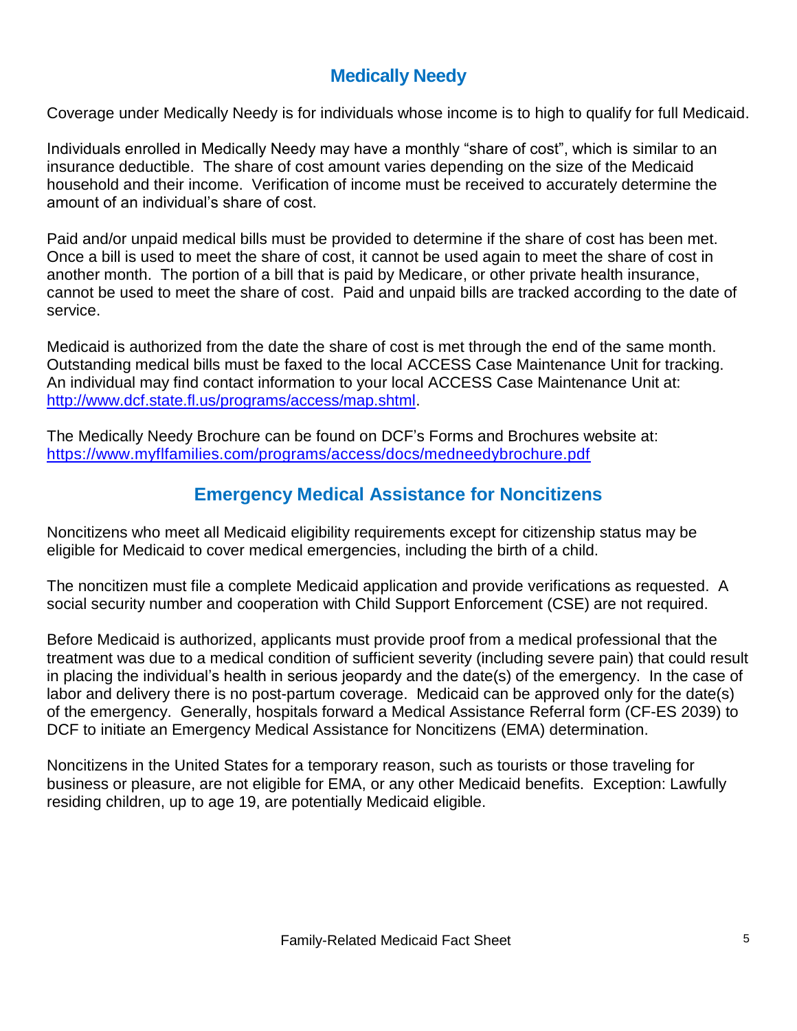## Medically Needy

Coverage under Medically Needy is for individuals whose income is to high to qualify for full Medicaid.

Individuals enrolled in Medically Needy may have a monthly "share of cost", which is similar to an insurance deductible. The share of cost amount varies depending on the size of the Medicaid household and their income. Verification of income must be received to accurately determine the amount of an individual's share of cost.

Paid and/or unpaid medical bills must be provided to determine if the share of cost has been met. Once a bill is used to meet the share of cost, it cannot be used again to meet the share of cost in another month. The portion of a bill that is paid by Medicare, or other private health insurance, cannot be used to meet the share of cost. Paid and unpaid bills are tracked according to the date of service.

Medicaid is authorized from the date the share of cost is met through the end of the same month. Outstanding medical bills must be faxed to the local ACCESS Case Maintenance Unit for tracking. An individual may find contact information to your local ACCESS Case Maintenance Unit at: [http://www.dcf.state.fl.us/programs/access/map.shtml](http://www.dcf.state.fl.us/programs/access/map.shtml).

The Medically Needy Brochure can be found on DCF's Forms and Brochures website at: [https://www.myflfamilies.com/programs/access/docs/medneedybrochure.pdf](https://www.myflfamilies.com/programs/access/docs/medneedybrochure.pdf)

## Emergency Medical Assistance for Noncitizens

Noncitizens who meet all Medicaid eligibility requirements except for citizenship status may be eligible for Medicaid to cover medical emergencies, including the birth of a child.

The noncitizen must file a complete Medicaid application and provide verifications as requested. A social security number and cooperation with Child Support Enforcement (CSE) are not required.

Before Medicaid is authorized, applicants must provide proof from a medical professional that the treatment was due to a medical condition of sufficient severity (including severe pain) that could result in placing the individual's health in serious jeopardy and the date(s) of the emergency. In the case of labor and delivery there is no post-partum coverage. Medicaid can be approved only for the date(s) of the emergency. Generally, hospitals forward a Medical Assistance Referral form (CF-ES 2039) to DCF to initiate an Emergency Medical Assistance for Noncitizens (EMA) determination.

Noncitizens in the United States for a temporary reason, such as tourists or those traveling for business or pleasure, are not eligible for EMA, or any other Medicaid benefits. Exception: Lawfully residing children, up to age 19, are potentially Medicaid eligible.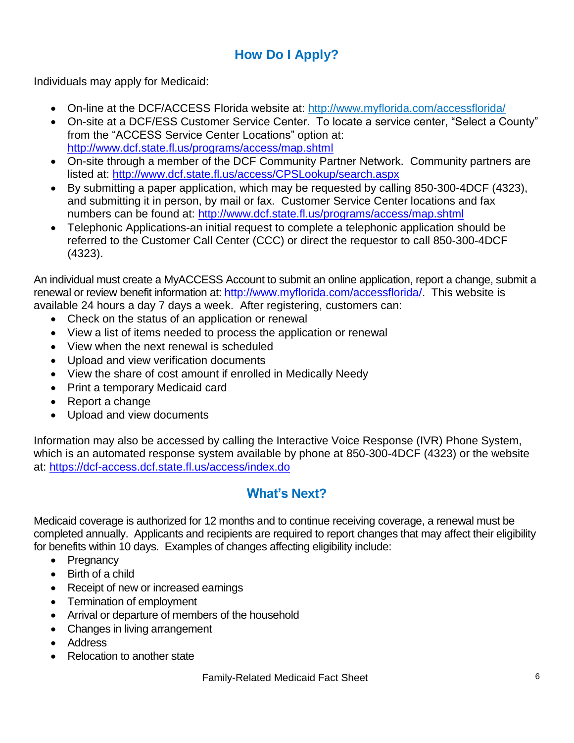## How Do I Apply?

Individuals may apply for Medicaid:

- On-line at the DCF/ACCESS Florida website at: http://www.myflorida.com/accessflorida/
- On-site at a DCF/ESS Customer Service Center. To locate a service center, "Select a County" from the "ACCESS Service Center Locations" option at: http://www.dcf.state.fl.us/programs/access/map.shtml
- On-site through a member of the DCF Community Partner Network. Community partners are listed at: http://www.dcf.state.fl.us/access/CPSLookup/search.aspx
- By submitting a paper application, which may be requested by calling 850-300-4DCF (4323), and submitting it in person, by mail or fax. Customer Service Center locations and fax numbers can be found at: http://www.dcf.state.fl.us/programs/access/map.shtml
- Telephonic Applications-an initial request to complete a telephonic application should be referred to the Customer Call Center (CCC) or direct the requestor to call 850-300-4DCF (4323).

An individual must create a MyACCESS Account to submit an online application, report a change, submit a renewal or review benefit information at: http://www.myflorida.com/accessflorida/. This website is available 24 hours a day 7 days a week. After registering, customers can:

- Check on the status of an application or renewal
- View a list of items needed to process the application or renewal
- View when the next renewal is scheduled
- Upload and view verification documents
- View the share of cost amount if enrolled in Medically Needy
- Print a temporary Medicaid card
- Report a change
- Upload and view documents

Information may also be accessed by calling the Interactive Voice Response (IVR) Phone System, which is an automated response system available by phone at 850-300-4DCF (4323) or the website at: https://dcf-access.dcf.state.fl.us/access/index.do

## What's Next?

Medicaid coverage is authorized for 12 months and to continue receiving coverage, a renewal must be completed annually. Applicants and recipients are required to report changes that may affect their eligibility for benefits within 10 days. Examples of changes affecting eligibility include:

- Pregnancy
- Birth of a child
- Receipt of new or increased earnings
- Termination of employment
- Arrival or departure of members of the household
- Changes in living arrangement
- Address
- Relocation to another state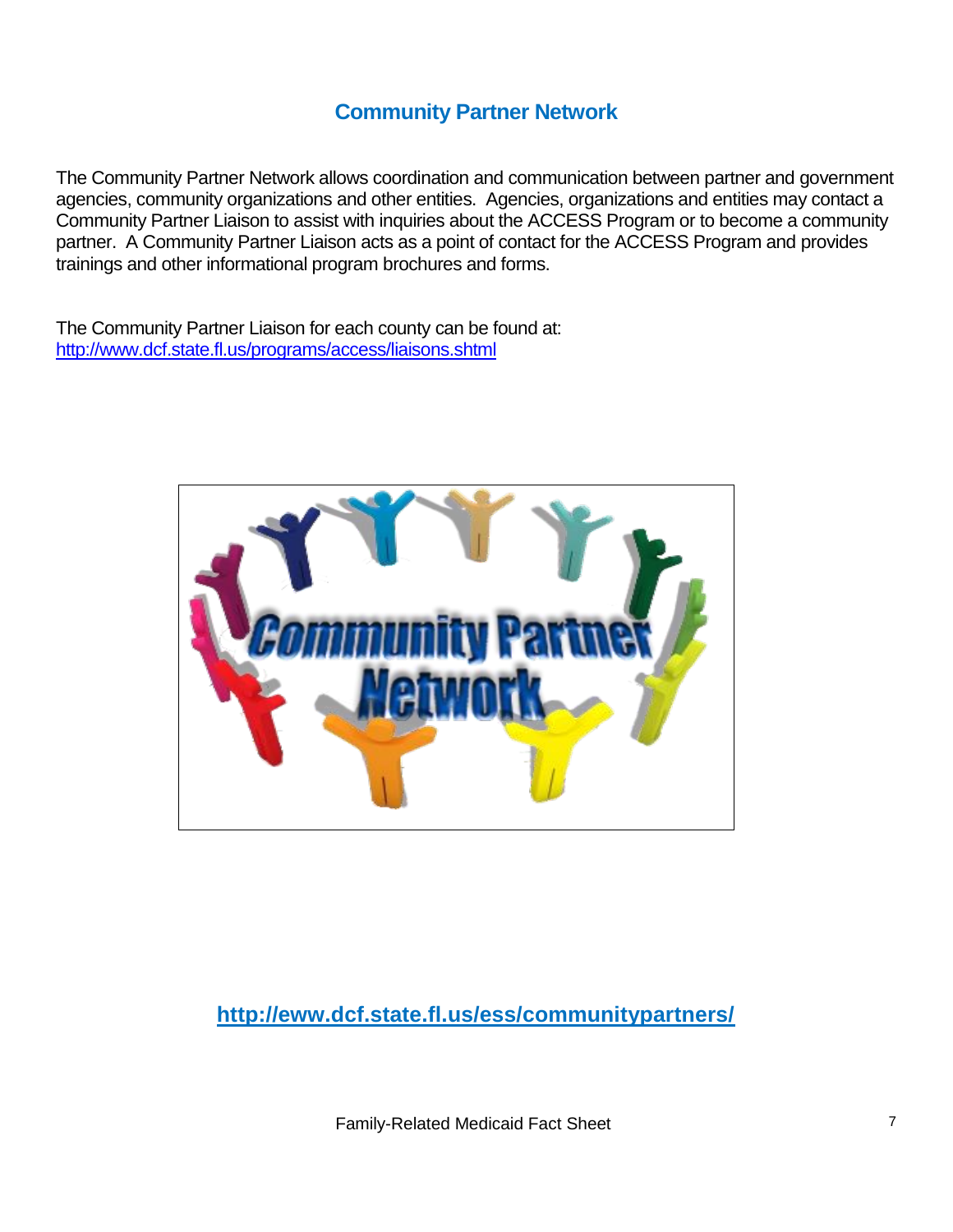## Community Partner Network

The Community Partner Network allows coordination and communication between partner and government agencies, community organizations and other entities. Agencies, organizations and entities may contact a Community Partner Liaison to assist with inquiries about the ACCESS Program or to become a community partner. A Community Partner Liaison acts as a point of contact for the ACCESS Program and provides trainings and other informational program brochures and forms.

The Community Partner Liaison for each county can be found at:
http://www.dcf.state.fl.us/programs/access/liaisons.shtml

**http://eww.dcf.state.fl.us/ess/communitypartners/**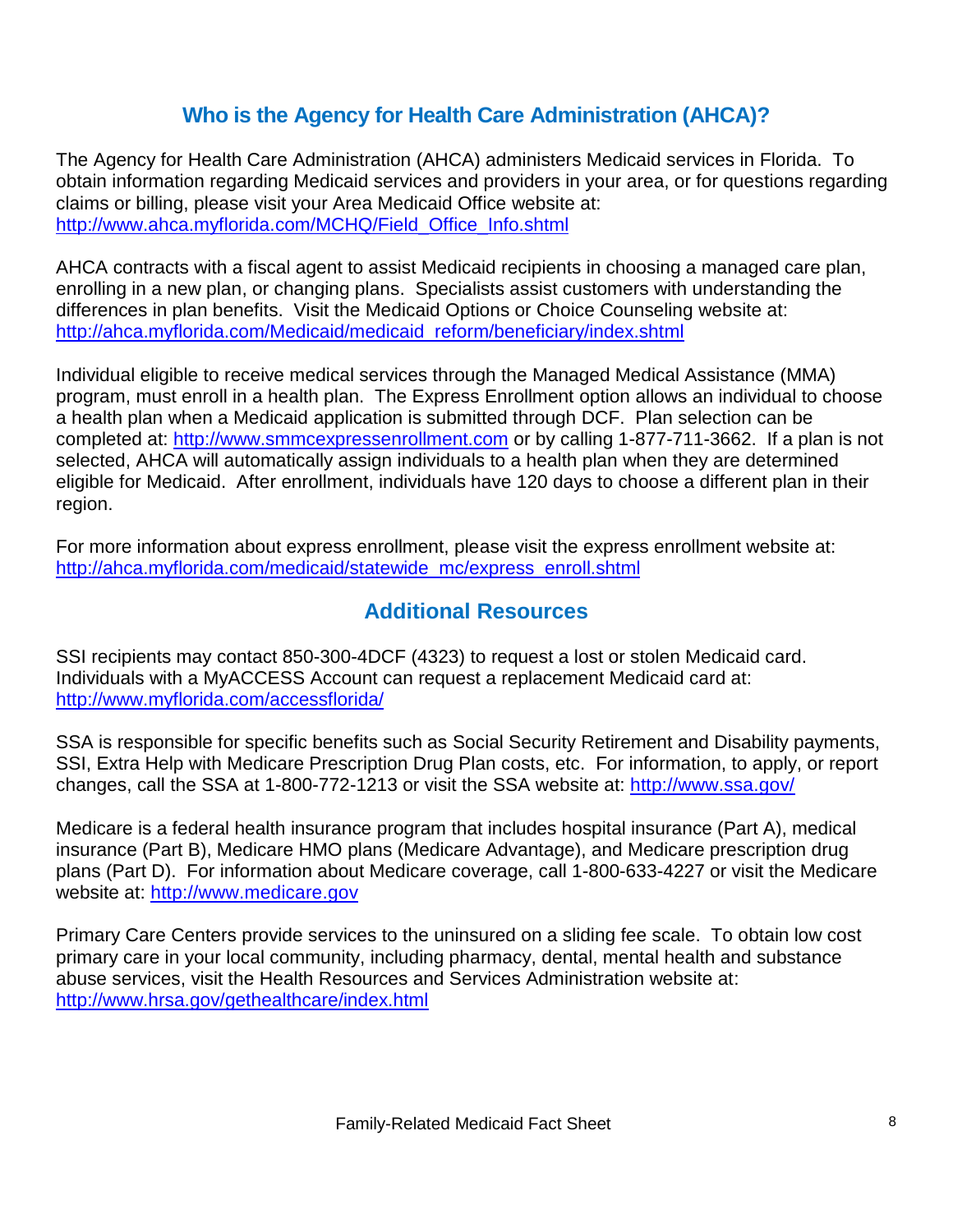## Who is the Agency for Health Care Administration (AHCA)?

The Agency for Health Care Administration (AHCA) administers Medicaid services in Florida. To obtain information regarding Medicaid services and providers in your area, or for questions regarding claims or billing, please visit your Area Medicaid Office website at: http://www.ahca.myflorida.com/MCHQ/Field_Office_Info.shtml

AHCA contracts with a fiscal agent to assist Medicaid recipients in choosing a managed care plan, enrolling in a new plan, or changing plans. Specialists assist customers with understanding the differences in plan benefits. Visit the Medicaid Options or Choice Counseling website at: http://ahca.myflorida.com/Medicaid/medicaid_reform/beneficiary/index.shtml

Individual eligible to receive medical services through the Managed Medical Assistance (MMA) program, must enroll in a health plan. The Express Enrollment option allows an individual to choose a health plan when a Medicaid application is submitted through DCF. Plan selection can be completed at: http://www.smmcexpressenrollment.com or by calling 1-877-711-3662. If a plan is not selected, AHCA will automatically assign individuals to a health plan when they are determined eligible for Medicaid. After enrollment, individuals have 120 days to choose a different plan in their region.

For more information about express enrollment, please visit the express enrollment website at: http://ahca.myflorida.com/medicaid/statewide_mc/express_enroll.shtml

## Additional Resources

SSI recipients may contact 850-300-4DCF (4323) to request a lost or stolen Medicaid card. Individuals with a MyACCESS Account can request a replacement Medicaid card at: http://www.myflorida.com/accessflorida/

SSA is responsible for specific benefits such as Social Security Retirement and Disability payments, SSI, Extra Help with Medicare Prescription Drug Plan costs, etc. For information, to apply, or report changes, call the SSA at 1-800-772-1213 or visit the SSA website at: http://www.ssa.gov/

Medicare is a federal health insurance program that includes hospital insurance (Part A), medical insurance (Part B), Medicare HMO plans (Medicare Advantage), and Medicare prescription drug plans (Part D). For information about Medicare coverage, call 1-800-633-4227 or visit the Medicare website at: http://www.medicare.gov

Primary Care Centers provide services to the uninsured on a sliding fee scale. To obtain low cost primary care in your local community, including pharmacy, dental, mental health and substance abuse services, visit the Health Resources and Services Administration website at: http://www.hrsa.gov/gethealthcare/index.html